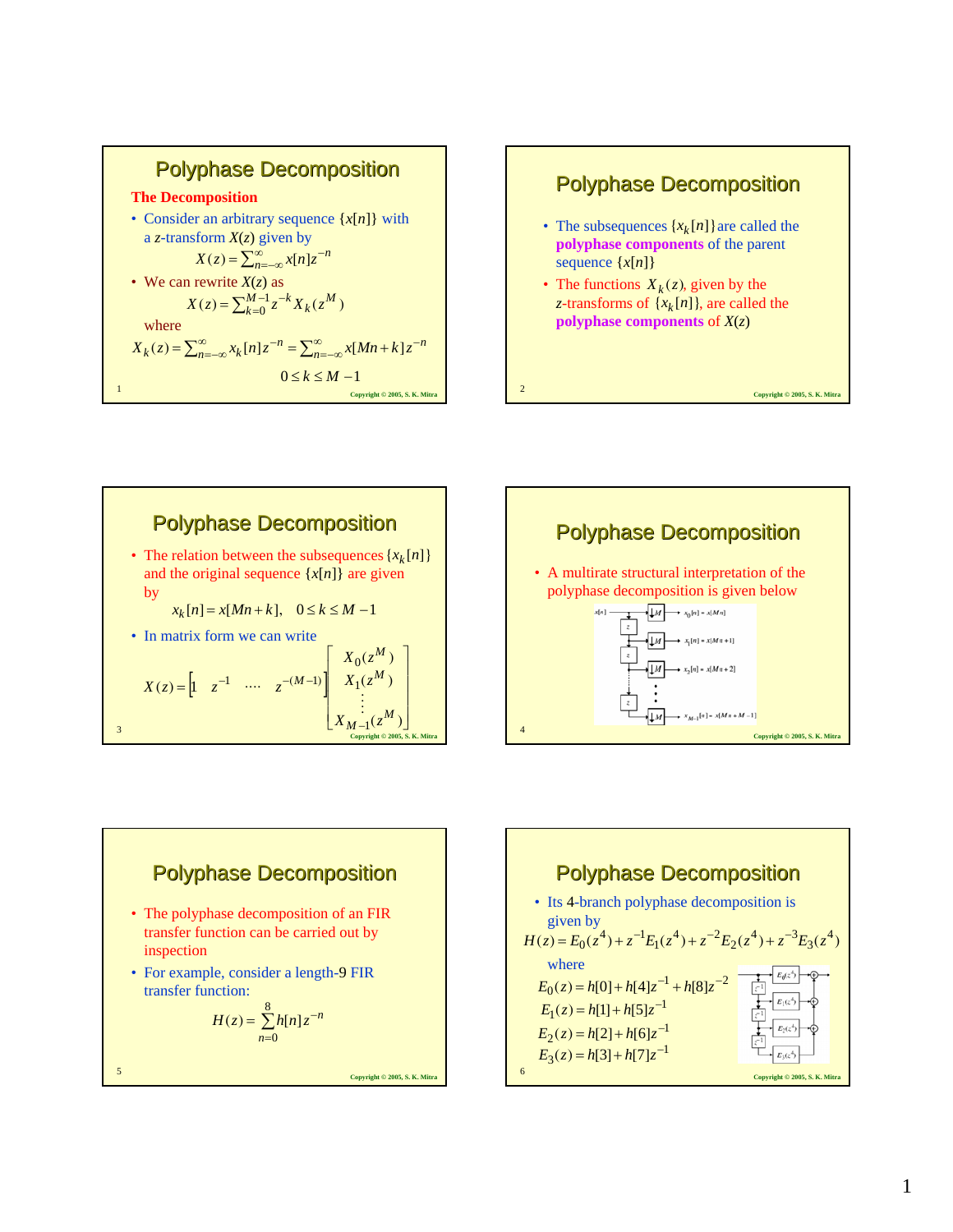## Polyphase Decomposition

**The Decomposition**

- Consider an arbitrary sequence $\{x[n]\}$ with a $z$-transform $X(z)$ given by

$$X(z) = \sum_{n=-\infty}^{\infty} x[n] z^{-n}$$

- We can rewrite $X(z)$ as

$$X(z) = \sum_{k=0}^{M-1} z^{-k} X_k(z^M)$$

  where

$$X_k(z) = \sum_{n=-\infty}^{\infty} x_k[n] z^{-n} = \sum_{n=-\infty}^{\infty} x[Mn+k] z^{-n}$$

$$0 \le k \le M-1$$

## Polyphase Decomposition

- The subsequences $\{x_k[n]\}$ are called the **polyphase components** of the parent sequence $\{x[n]\}$
- The functions $X_k(z)$, given by the $z$-transforms of $\{x_k[n]\}$, are called the **polyphase components** of $X(z)$

## Polyphase Decomposition

- The relation between the subsequences $\{x_k[n]\}$ and the original sequence $\{x[n]\}$ are given by

$$x_k[n] = x[Mn+k], \quad 0 \le k \le M-1$$

- In matrix form we can write

$$X(z) = \begin{bmatrix} 1 & z^{-1} & \cdots & z^{-(M-1)} \end{bmatrix} \begin{bmatrix} X_0(z^M) \\ X_1(z^M) \\ \vdots \\ X_{M-1}(z^M) \end{bmatrix}$$

## Polyphase Decomposition

- A multirate structural interpretation of the polyphase decomposition is given below

$x[n]$; $x_0[n] = x[Mn]$; $x_1[n] = x[Mn+1]$; $x_2[n] = x[Mn+2]$; $x_{M-1}[n] = x[Mn+M-1]$

## Polyphase Decomposition

- The polyphase decomposition of an FIR transfer function can be carried out by inspection
- For example, consider a length-9 FIR transfer function:

$$H(z) = \sum_{n=0}^{8} h[n] z^{-n}$$

## Polyphase Decomposition

- Its 4-branch polyphase decomposition is given by

$$H(z) = E_0(z^4) + z^{-1}E_1(z^4) + z^{-2}E_2(z^4) + z^{-3}E_3(z^4)$$

where

$$E_0(z) = h[0] + h[4]z^{-1} + h[8]z^{-2}$$

$$E_1(z) = h[1] + h[5]z^{-1}$$

$$E_2(z) = h[2] + h[6]z^{-1}$$

$$E_3(z) = h[3] + h[7]z^{-1}$$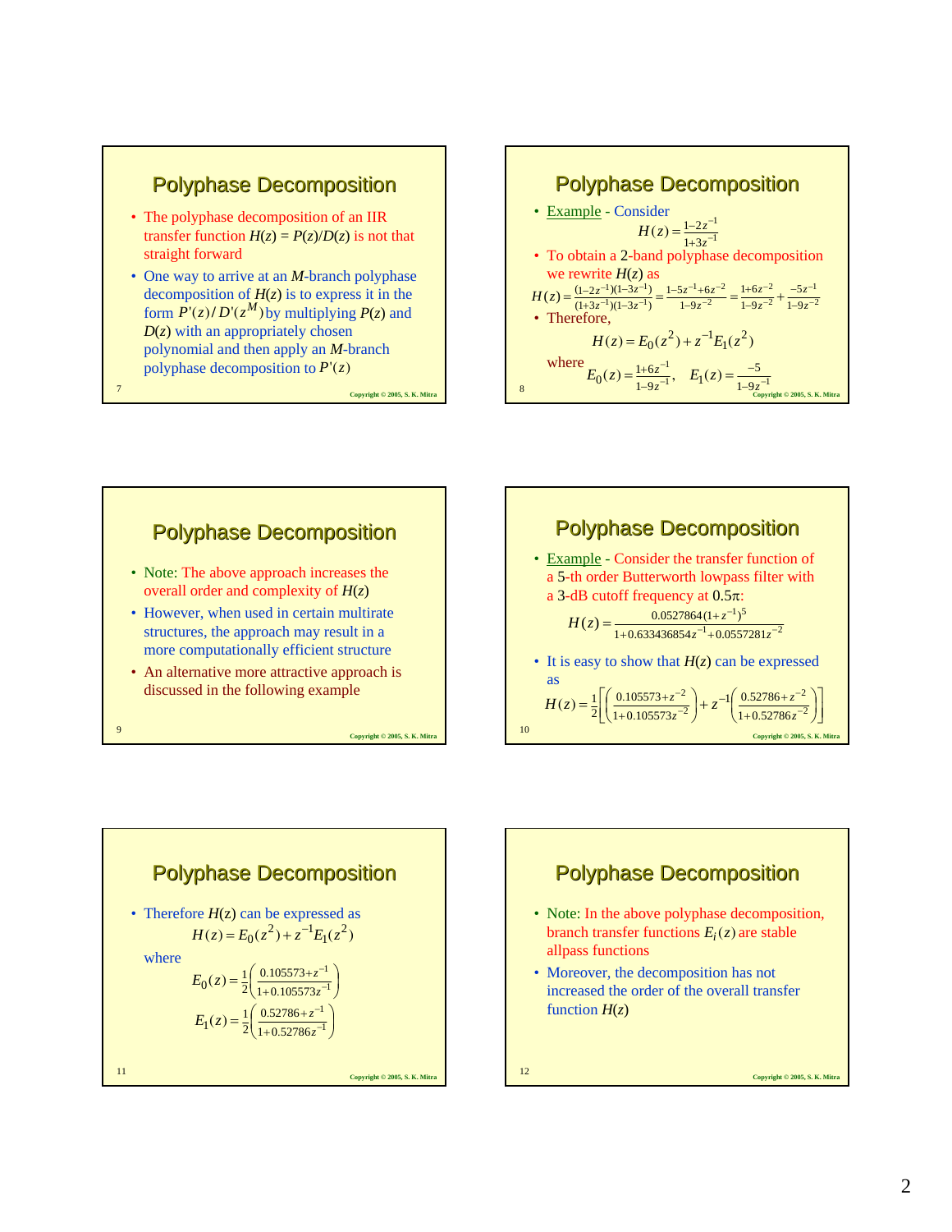## Polyphase Decomposition

- The polyphase decomposition of an IIR transfer function $H(z) = P(z)/D(z)$ is not that straight forward
- One way to arrive at an $M$-branch polyphase decomposition of $H(z)$ is to express it in the form $P'(z)/D'(z^M)$ by multiplying $P(z)$ and $D(z)$ with an appropriately chosen polynomial and then apply an $M$-branch polyphase decomposition to $P'(z)$

## Polyphase Decomposition

- Example - Consider

$$H(z) = \frac{1-2z^{-1}}{1+3z^{-1}}$$

- To obtain a 2-band polyphase decomposition we rewrite $H(z)$ as

$$H(z) = \frac{(1-2z^{-1})(1-3z^{-1})}{(1+3z^{-1})(1-3z^{-1})} = \frac{1-5z^{-1}+6z^{-2}}{1-9z^{-2}} = \frac{1+6z^{-2}}{1-9z^{-2}} + \frac{-5z^{-1}}{1-9z^{-2}}$$

- Therefore,

$$H(z) = E_0(z^2) + z^{-1}E_1(z^2)$$

where $E_0(z) = \frac{1+6z^{-1}}{1-9z^{-1}}, \quad E_1(z) = \frac{-5}{1-9z^{-1}}$

## Polyphase Decomposition

- Note: The above approach increases the overall order and complexity of $H(z)$
- However, when used in certain multirate structures, the approach may result in a more computationally efficient structure
- An alternative more attractive approach is discussed in the following example

## Polyphase Decomposition

- Example - Consider the transfer function of a 5-th order Butterworth lowpass filter with a 3-dB cutoff frequency at $0.5\pi$:

$$H(z) = \frac{0.0527864(1+z^{-1})^5}{1+0.633436854z^{-1}+0.0557281z^{-2}}$$

- It is easy to show that $H(z)$ can be expressed as

$$H(z) = \frac{1}{2}\left[\left(\frac{0.105573+z^{-2}}{1+0.105573z^{-2}}\right) + z^{-1}\left(\frac{0.52786+z^{-2}}{1+0.52786z^{-2}}\right)\right]$$

## Polyphase Decomposition

- Therefore $H(z)$ can be expressed as

$$H(z) = E_0(z^2) + z^{-1}E_1(z^2)$$

where

$$E_0(z) = \frac{1}{2}\left(\frac{0.105573+z^{-1}}{1+0.105573z^{-1}}\right)$$

$$E_1(z) = \frac{1}{2}\left(\frac{0.52786+z^{-1}}{1+0.52786z^{-1}}\right)$$

## Polyphase Decomposition

- Note: In the above polyphase decomposition, branch transfer functions $E_i(z)$ are stable allpass functions
- Moreover, the decomposition has not increased the order of the overall transfer function $H(z)$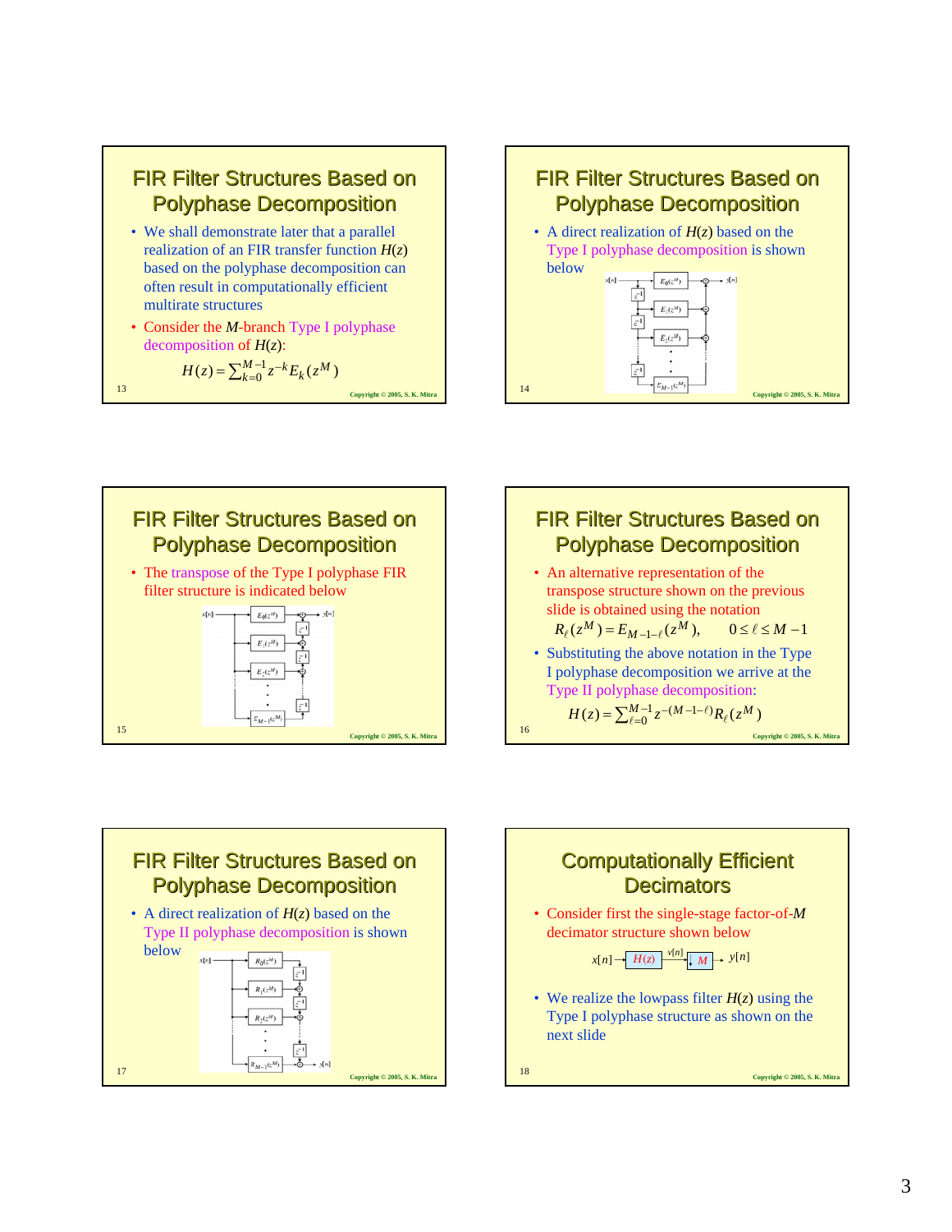## FIR Filter Structures Based on Polyphase Decomposition

- We shall demonstrate later that a parallel realization of an FIR transfer function $H(z)$ based on the polyphase decomposition can often result in computationally efficient multirate structures
- Consider the $M$-branch Type I polyphase decomposition of $H(z)$:

$$H(z) = \sum_{k=0}^{M-1} z^{-k} E_k(z^M)$$

## FIR Filter Structures Based on Polyphase Decomposition

- A direct realization of $H(z)$ based on the Type I polyphase decomposition is shown below

## FIR Filter Structures Based on Polyphase Decomposition

- The transpose of the Type I polyphase FIR filter structure is indicated below

## FIR Filter Structures Based on Polyphase Decomposition

- An alternative representation of the transpose structure shown on the previous slide is obtained using the notation

$$R_\ell(z^M) = E_{M-1-\ell}(z^M), \qquad 0 \le \ell \le M-1$$

- Substituting the above notation in the Type I polyphase decomposition we arrive at the Type II polyphase decomposition:

$$H(z) = \sum_{\ell=0}^{M-1} z^{-(M-1-\ell)} R_\ell(z^M)$$

## FIR Filter Structures Based on Polyphase Decomposition

- A direct realization of $H(z)$ based on the Type II polyphase decomposition is shown below

## Computationally Efficient Decimators

- Consider first the single-stage factor-of-$M$ decimator structure shown below

$$x[n] \rightarrow H(z) \xrightarrow{v[n]} \downarrow M \rightarrow y[n]$$

- We realize the lowpass filter $H(z)$ using the Type I polyphase structure as shown on the next slide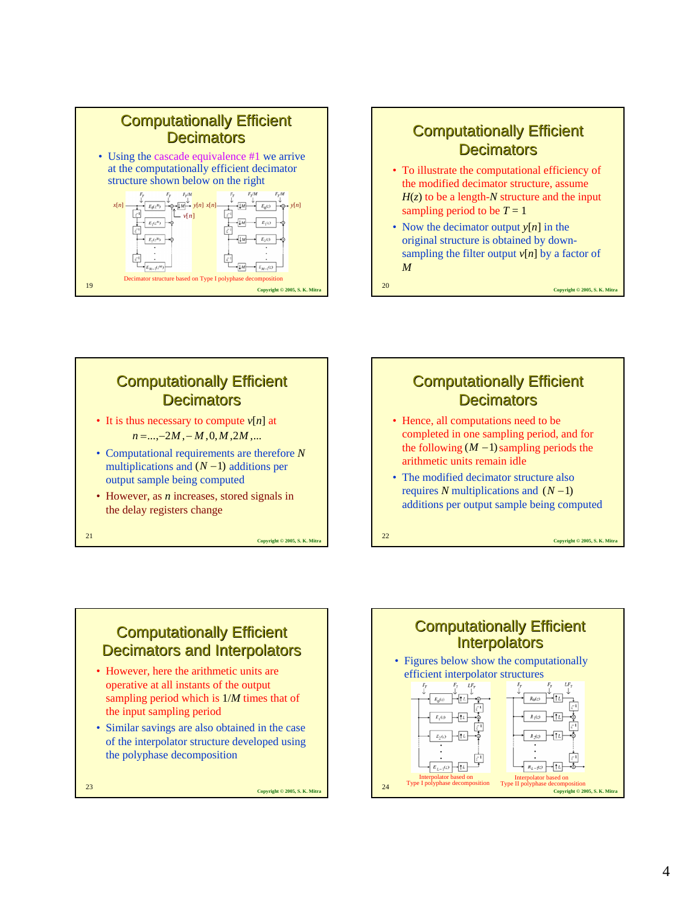## Computationally Efficient Decimators

- Using the cascade equivalence #1 we arrive at the computationally efficient decimator structure shown below on the right

Decimator structure based on Type I polyphase decomposition

## Computationally Efficient Decimators

- To illustrate the computational efficiency of the modified decimator structure, assume $H(z)$ to be a length-$N$ structure and the input sampling period to be $T = 1$
- Now the decimator output $y[n]$ in the original structure is obtained by down-sampling the filter output $v[n]$ by a factor of $M$

## Computationally Efficient Decimators

- It is thus necessary to compute $v[n]$ at $n = \ldots, -2M, -M, 0, M, 2M, \ldots$
- Computational requirements are therefore $N$ multiplications and $(N-1)$ additions per output sample being computed
- However, as $n$ increases, stored signals in the delay registers change

## Computationally Efficient Decimators

- Hence, all computations need to be completed in one sampling period, and for the following $(M-1)$ sampling periods the arithmetic units remain idle
- The modified decimator structure also requires $N$ multiplications and $(N-1)$ additions per output sample being computed

## Computationally Efficient Decimators and Interpolators

- However, here the arithmetic units are operative at all instants of the output sampling period which is $1/M$ times that of the input sampling period
- Similar savings are also obtained in the case of the interpolator structure developed using the polyphase decomposition

## Computationally Efficient Interpolators

- Figures below show the computationally efficient interpolator structures

Interpolator based on Type I polyphase decomposition

Interpolator based on Type II polyphase decomposition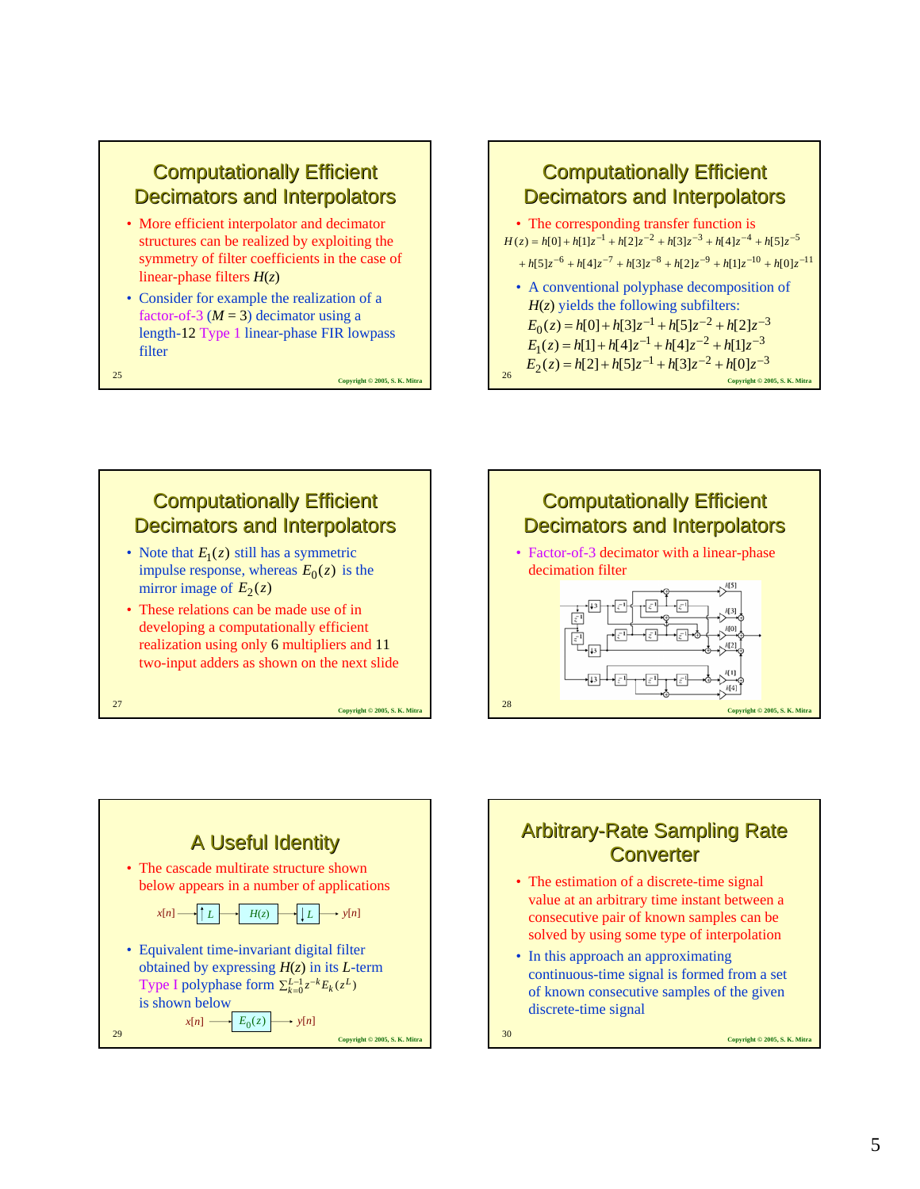## Computationally Efficient Decimators and Interpolators

- More efficient interpolator and decimator structures can be realized by exploiting the symmetry of filter coefficients in the case of linear-phase filters $H(z)$
- Consider for example the realization of a factor-of-3 ($M = 3$) decimator using a length-12 Type 1 linear-phase FIR lowpass filter

## Computationally Efficient Decimators and Interpolators

- The corresponding transfer function is

$$H(z) = h[0] + h[1]z^{-1} + h[2]z^{-2} + h[3]z^{-3} + h[4]z^{-4} + h[5]z^{-5}$$
$$+ h[5]z^{-6} + h[4]z^{-7} + h[3]z^{-8} + h[2]z^{-9} + h[1]z^{-10} + h[0]z^{-11}$$

- A conventional polyphase decomposition of $H(z)$ yields the following subfilters:

$$E_0(z) = h[0] + h[3]z^{-1} + h[5]z^{-2} + h[2]z^{-3}$$
$$E_1(z) = h[1] + h[4]z^{-1} + h[4]z^{-2} + h[1]z^{-3}$$
$$E_2(z) = h[2] + h[5]z^{-1} + h[3]z^{-2} + h[0]z^{-3}$$

## Computationally Efficient Decimators and Interpolators

- Note that $E_1(z)$ still has a symmetric impulse response, whereas $E_0(z)$ is the mirror image of $E_2(z)$
- These relations can be made use of in developing a computationally efficient realization using only 6 multipliers and 11 two-input adders as shown on the next slide

## Computationally Efficient Decimators and Interpolators

- Factor-of-3 decimator with a linear-phase decimation filter

## A Useful Identity

- The cascade multirate structure shown below appears in a number of applications

$x[n] \rightarrow \uparrow L \rightarrow H(z) \rightarrow \downarrow L \rightarrow y[n]$

- Equivalent time-invariant digital filter obtained by expressing $H(z)$ in its $L$-term Type I polyphase form $\sum_{k=0}^{L-1} z^{-k} E_k(z^L)$ is shown below

$x[n] \rightarrow E_0(z) \rightarrow y[n]$

## Arbitrary-Rate Sampling Rate Converter

- The estimation of a discrete-time signal value at an arbitrary time instant between a consecutive pair of known samples can be solved by using some type of interpolation
- In this approach an approximating continuous-time signal is formed from a set of known consecutive samples of the given discrete-time signal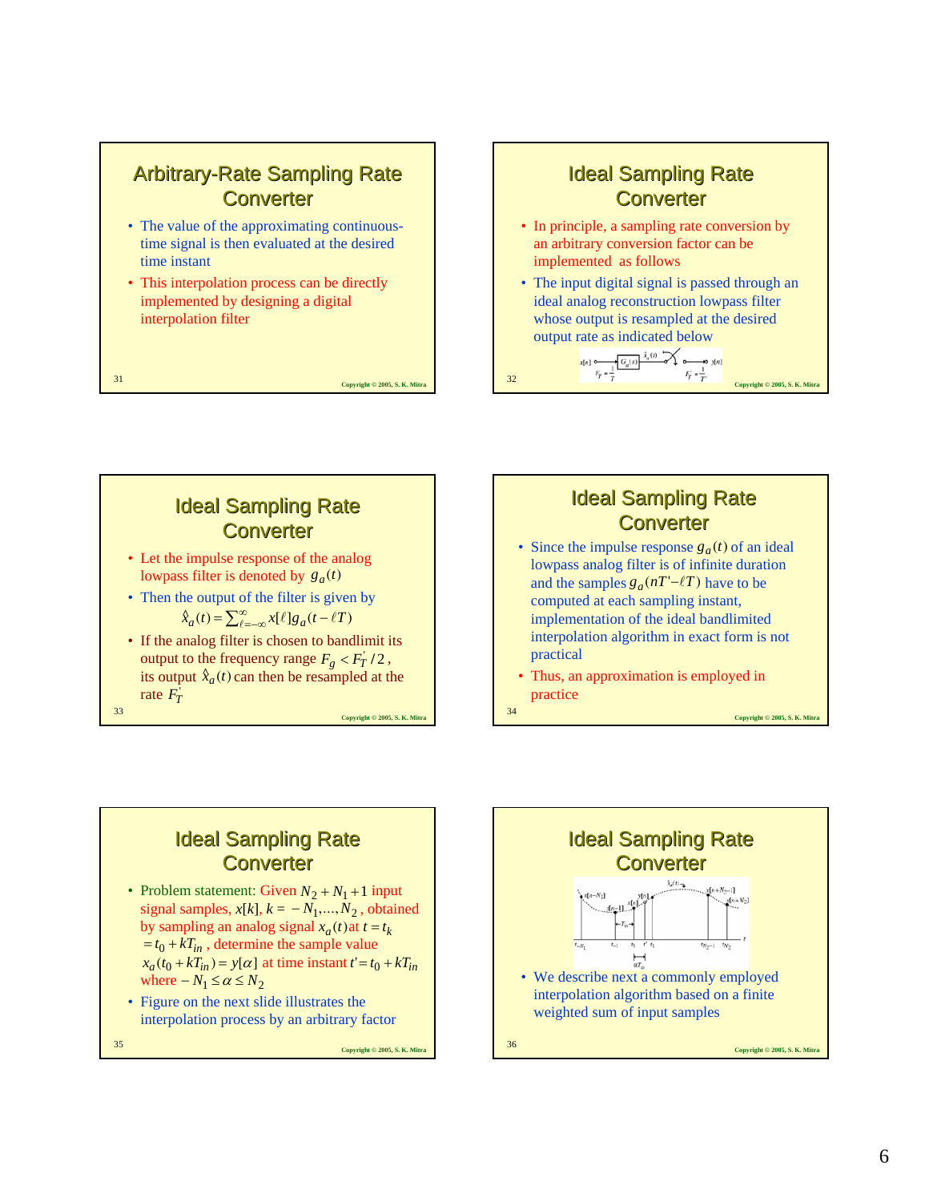## Arbitrary-Rate Sampling Rate Converter

- The value of the approximating continuous-time signal is then evaluated at the desired time instant
- This interpolation process can be directly implemented by designing a digital interpolation filter

## Ideal Sampling Rate Converter

- In principle, a sampling rate conversion by an arbitrary conversion factor can be implemented as follows
- The input digital signal is passed through an ideal analog reconstruction lowpass filter whose output is resampled at the desired output rate as indicated below

## Ideal Sampling Rate Converter

- Let the impulse response of the analog lowpass filter is denoted by $g_a(t)$
- Then the output of the filter is given by

$$\hat{x}_a(t) = \sum_{\ell=-\infty}^{\infty} x[\ell] g_a(t - \ell T)$$

- If the analog filter is chosen to bandlimit its output to the frequency range $F_g < F_T^{'}/2$, its output $\hat{x}_a(t)$ can then be resampled at the rate $F_T^{'}$

## Ideal Sampling Rate Converter

- Since the impulse response $g_a(t)$ of an ideal lowpass analog filter is of infinite duration and the samples $g_a(nT' - \ell T)$ have to be computed at each sampling instant, implementation of the ideal bandlimited interpolation algorithm in exact form is not practical
- Thus, an approximation is employed in practice

## Ideal Sampling Rate Converter

- Problem statement: Given $N_2 + N_1 + 1$ input signal samples, $x[k]$, $k = -N_1, \ldots, N_2$, obtained by sampling an analog signal $x_a(t)$ at $t = t_k = t_0 + kT_{in}$, determine the sample value $x_a(t_0 + kT_{in}) = y[\alpha]$ at time instant $t' = t_0 + kT_{in}$ where $-N_1 \le \alpha \le N_2$
- Figure on the next slide illustrates the interpolation process by an arbitrary factor

## Ideal Sampling Rate Converter

- We describe next a commonly employed interpolation algorithm based on a finite weighted sum of input samples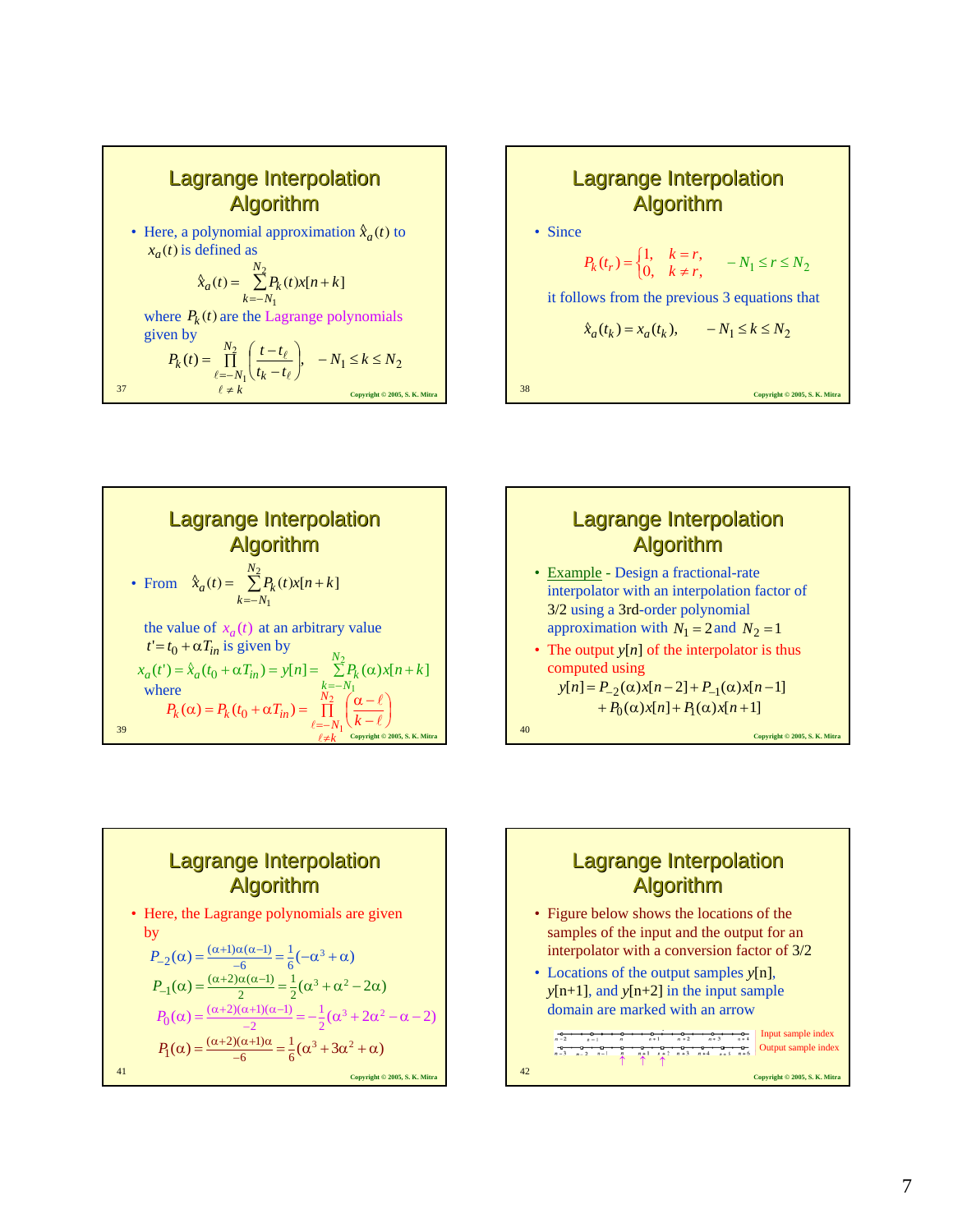## Lagrange Interpolation Algorithm

- Here, a polynomial approximation $\hat{x}_a(t)$ to $x_a(t)$ is defined as

$$\hat{x}_a(t) = \sum_{k=-N_1}^{N_2} P_k(t) x[n+k]$$

where $P_k(t)$ are the Lagrange polynomials given by

$$P_k(t) = \prod_{\substack{\ell=-N_1 \\ \ell \neq k}}^{N_2} \left( \frac{t - t_\ell}{t_k - t_\ell} \right), \quad -N_1 \leq k \leq N_2$$

## Lagrange Interpolation Algorithm

- Since

$$P_k(t_r) = \begin{cases} 1, & k = r, \\ 0, & k \neq r, \end{cases} \quad -N_1 \leq r \leq N_2$$

it follows from the previous 3 equations that

$$\hat{x}_a(t_k) = x_a(t_k), \quad -N_1 \leq k \leq N_2$$

## Lagrange Interpolation Algorithm

- From $\hat{x}_a(t) = \sum_{k=-N_1}^{N_2} P_k(t) x[n+k]$

the value of $x_a(t)$ at an arbitrary value $t' = t_0 + \alpha T_{in}$ is given by

$$x_a(t') = \hat{x}_a(t_0 + \alpha T_{in}) = y[n] = \sum_{k=-N_1}^{N_2} P_k(\alpha) x[n+k]$$

where

$$P_k(\alpha) = P_k(t_0 + \alpha T_{in}) = \prod_{\substack{\ell=-N_1 \\ \ell \neq k}}^{N_2} \left( \frac{\alpha - \ell}{k - \ell} \right)$$

## Lagrange Interpolation Algorithm

- Example - Design a fractional-rate interpolator with an interpolation factor of 3/2 using a 3rd-order polynomial approximation with $N_1 = 2$ and $N_2 = 1$
- The output $y[n]$ of the interpolator is thus computed using

$$y[n] = P_{-2}(\alpha)x[n-2] + P_{-1}(\alpha)x[n-1] + P_0(\alpha)x[n] + P_1(\alpha)x[n+1]$$

## Lagrange Interpolation Algorithm

- Here, the Lagrange polynomials are given by

$$P_{-2}(\alpha) = \frac{(\alpha+1)\alpha(\alpha-1)}{-6} = \frac{1}{6}(-\alpha^3 + \alpha)$$

$$P_{-1}(\alpha) = \frac{(\alpha+2)\alpha(\alpha-1)}{2} = \frac{1}{2}(\alpha^3 + \alpha^2 - 2\alpha)$$

$$P_0(\alpha) = \frac{(\alpha+2)(\alpha+1)(\alpha-1)}{-2} = -\frac{1}{2}(\alpha^3 + 2\alpha^2 - \alpha - 2)$$

$$P_1(\alpha) = \frac{(\alpha+2)(\alpha+1)\alpha}{-6} = \frac{1}{6}(\alpha^3 + 3\alpha^2 + \alpha)$$

## Lagrange Interpolation Algorithm

- Figure below shows the locations of the samples of the input and the output for an interpolator with a conversion factor of 3/2
- Locations of the output samples $y[n]$, $y[n+1]$, and $y[n+2]$ in the input sample domain are marked with an arrow

Input sample index: $n-2$, $n-1$, $n$, $n+1$, $n+2$, $n+3$, $n+4$

Output sample index: $n-3$, $n-2$, $n-1$, $n$, $n+1$, $n+2$, $n+3$, $n+4$, $n+5$, $n+6$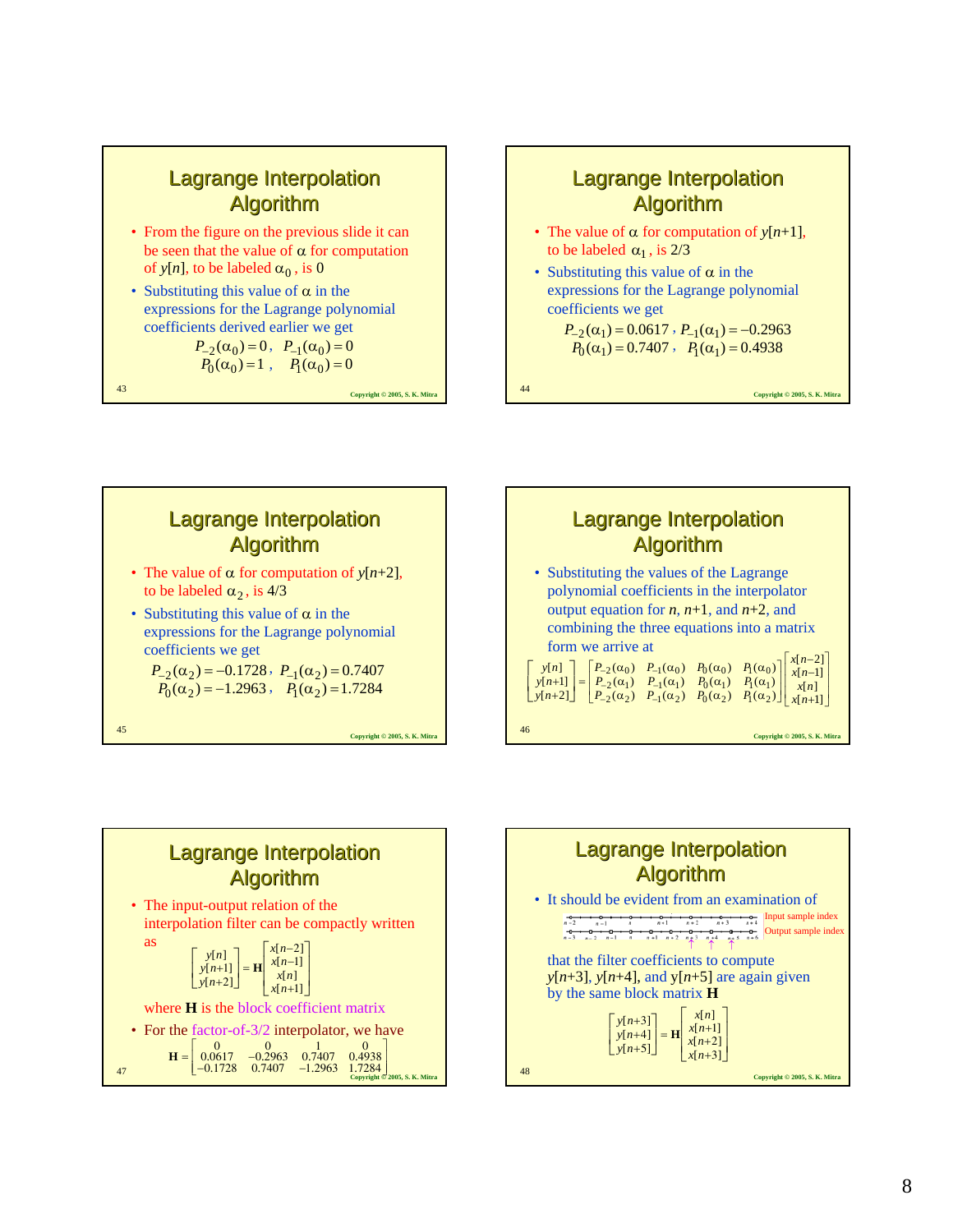## Lagrange Interpolation Algorithm

- From the figure on the previous slide it can be seen that the value of $\alpha$ for computation of $y[n]$, to be labeled $\alpha_0$, is 0
- Substituting this value of $\alpha$ in the expressions for the Lagrange polynomial coefficients derived earlier we get

$$P_{-2}(\alpha_0) = 0, \quad P_{-1}(\alpha_0) = 0$$
$$P_0(\alpha_0) = 1, \quad P_1(\alpha_0) = 0$$

## Lagrange Interpolation Algorithm

- The value of $\alpha$ for computation of $y[n+1]$, to be labeled $\alpha_1$, is 2/3
- Substituting this value of $\alpha$ in the expressions for the Lagrange polynomial coefficients we get

$$P_{-2}(\alpha_1) = 0.0617, \quad P_{-1}(\alpha_1) = -0.2963$$
$$P_0(\alpha_1) = 0.7407, \quad P_1(\alpha_1) = 0.4938$$

## Lagrange Interpolation Algorithm

- The value of $\alpha$ for computation of $y[n+2]$, to be labeled $\alpha_2$, is 4/3
- Substituting this value of $\alpha$ in the expressions for the Lagrange polynomial coefficients we get

$$P_{-2}(\alpha_2) = -0.1728, \quad P_{-1}(\alpha_2) = 0.7407$$
$$P_0(\alpha_2) = -1.2963, \quad P_1(\alpha_2) = 1.7284$$

## Lagrange Interpolation Algorithm

- Substituting the values of the Lagrange polynomial coefficients in the interpolator output equation for $n$, $n+1$, and $n+2$, and combining the three equations into a matrix form we arrive at

$$\begin{bmatrix} y[n] \\ y[n+1] \\ y[n+2] \end{bmatrix} = \begin{bmatrix} P_{-2}(\alpha_0) & P_{-1}(\alpha_0) & P_0(\alpha_0) & P_1(\alpha_0) \\ P_{-2}(\alpha_1) & P_{-1}(\alpha_1) & P_0(\alpha_1) & P_1(\alpha_1) \\ P_{-2}(\alpha_2) & P_{-1}(\alpha_2) & P_0(\alpha_2) & P_1(\alpha_2) \end{bmatrix} \begin{bmatrix} x[n-2] \\ x[n-1] \\ x[n] \\ x[n+1] \end{bmatrix}$$

## Lagrange Interpolation Algorithm

- The input-output relation of the interpolation filter can be compactly written as

$$\begin{bmatrix} y[n] \\ y[n+1] \\ y[n+2] \end{bmatrix} = \mathbf{H} \begin{bmatrix} x[n-2] \\ x[n-1] \\ x[n] \\ x[n+1] \end{bmatrix}$$

where $\mathbf{H}$ is the block coefficient matrix

- For the factor-of-3/2 interpolator, we have

$$\mathbf{H} = \begin{bmatrix} 0 & 0 & 1 & 0 \\ 0.0617 & -0.2963 & 0.7407 & 0.4938 \\ -0.1728 & 0.7407 & -1.2963 & 1.7284 \end{bmatrix}$$

## Lagrange Interpolation Algorithm

- It should be evident from an examination of

Input sample index

Output sample index

that the filter coefficients to compute $y[n+3]$, $y[n+4]$, and $y[n+5]$ are again given by the same block matrix $\mathbf{H}$

$$\begin{bmatrix} y[n+3] \\ y[n+4] \\ y[n+5] \end{bmatrix} = \mathbf{H} \begin{bmatrix} x[n] \\ x[n+1] \\ x[n+2] \\ x[n+3] \end{bmatrix}$$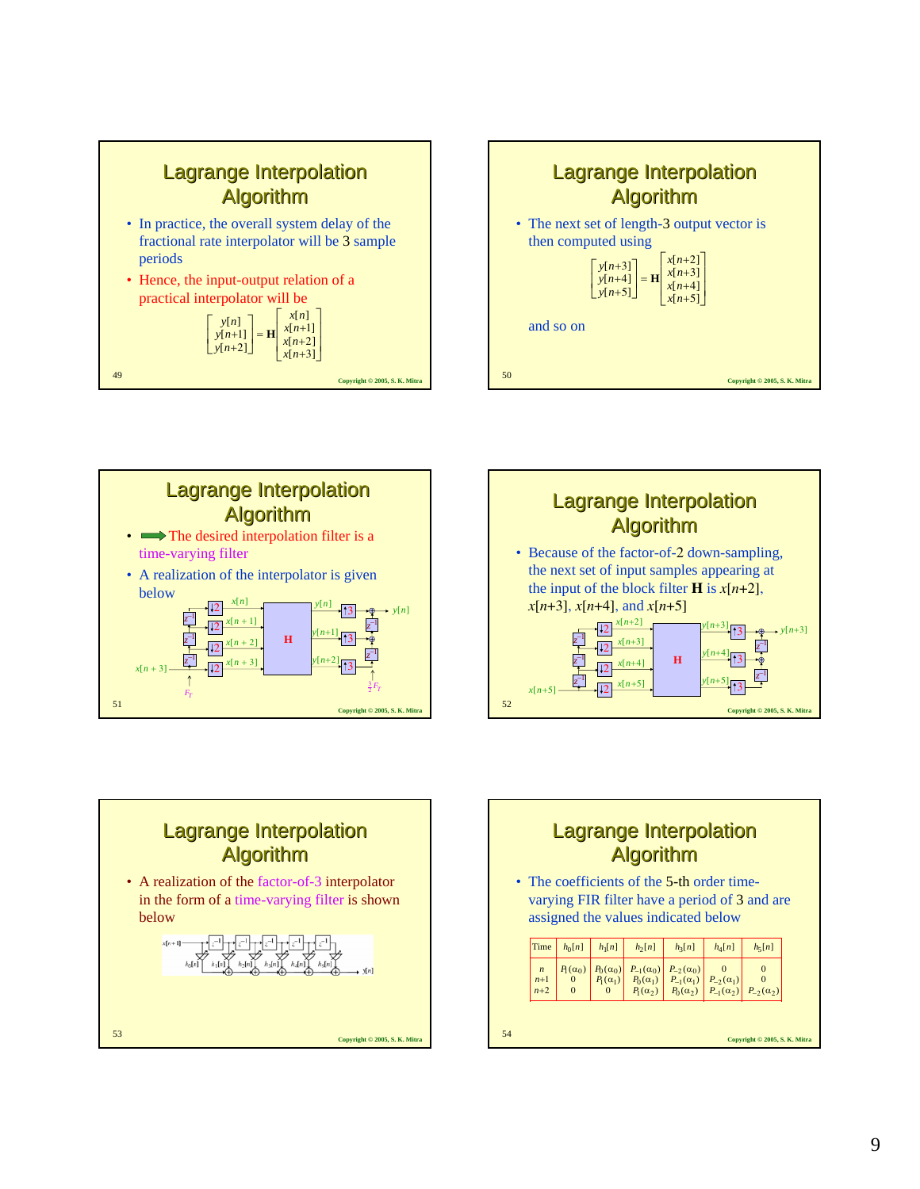## Lagrange Interpolation Algorithm

- In practice, the overall system delay of the fractional rate interpolator will be 3 sample periods
- Hence, the input-output relation of a practical interpolator will be

$$\begin{bmatrix} y[n] \\ y[n+1] \\ y[n+2] \end{bmatrix} = \mathbf{H} \begin{bmatrix} x[n] \\ x[n+1] \\ x[n+2] \\ x[n+3] \end{bmatrix}$$

## Lagrange Interpolation Algorithm

- The next set of length-3 output vector is then computed using

$$\begin{bmatrix} y[n+3] \\ y[n+4] \\ y[n+5] \end{bmatrix} = \mathbf{H} \begin{bmatrix} x[n+2] \\ x[n+3] \\ x[n+4] \\ x[n+5] \end{bmatrix}$$

and so on

## Lagrange Interpolation Algorithm

- The desired interpolation filter is a time-varying filter
- A realization of the interpolator is given below

## Lagrange Interpolation Algorithm

- Because of the factor-of-2 down-sampling, the next set of input samples appearing at the input of the block filter **H** is $x[n+2]$, $x[n+3]$, $x[n+4]$, and $x[n+5]$

## Lagrange Interpolation Algorithm

- A realization of the factor-of-3 interpolator in the form of a time-varying filter is shown below

## Lagrange Interpolation Algorithm

- The coefficients of the 5-th order time-varying FIR filter have a period of 3 and are assigned the values indicated below

| Time | $h_0[n]$ | $h_1[n]$ | $h_2[n]$ | $h_3[n]$ | $h_4[n]$ | $h_5[n]$ |
|---|---|---|---|---|---|---|
| $n$ | $P_1(\alpha_0)$ | $P_0(\alpha_0)$ | $P_{-1}(\alpha_0)$ | $P_{-2}(\alpha_0)$ | 0 | 0 |
| $n+1$ | 0 | $P_1(\alpha_1)$ | $P_0(\alpha_1)$ | $P_{-1}(\alpha_1)$ | $P_{-2}(\alpha_1)$ | 0 |
| $n+2$ | 0 | 0 | $P_1(\alpha_2)$ | $P_0(\alpha_2)$ | $P_{-1}(\alpha_2)$ | $P_{-2}(\alpha_2)$ |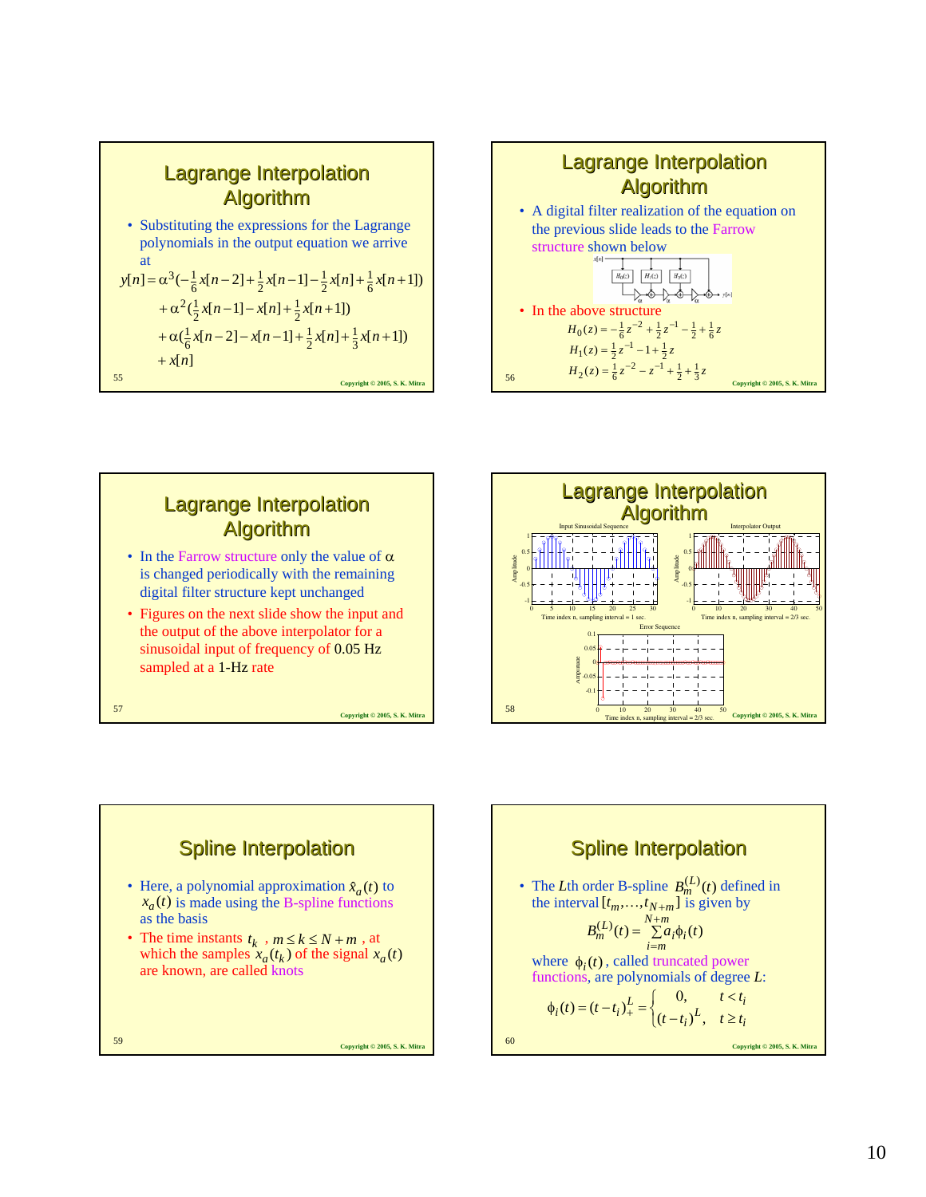## Lagrange Interpolation Algorithm

- Substituting the expressions for the Lagrange polynomials in the output equation we arrive at

$$y[n] = \alpha^3(-\tfrac{1}{6}x[n-2] + \tfrac{1}{2}x[n-1] - \tfrac{1}{2}x[n] + \tfrac{1}{6}x[n+1])$$
$$+\alpha^2(\tfrac{1}{2}x[n-1] - x[n] + \tfrac{1}{2}x[n+1])$$
$$+\alpha(\tfrac{1}{6}x[n-2] - x[n-1] + \tfrac{1}{2}x[n] + \tfrac{1}{3}x[n+1])$$
$$+x[n]$$

## Lagrange Interpolation Algorithm

- A digital filter realization of the equation on the previous slide leads to the Farrow structure shown below
- In the above structure

$$H_0(z) = -\tfrac{1}{6}z^{-2} + \tfrac{1}{2}z^{-1} - \tfrac{1}{2} + \tfrac{1}{6}z$$
$$H_1(z) = \tfrac{1}{2}z^{-1} - 1 + \tfrac{1}{2}z$$
$$H_2(z) = \tfrac{1}{6}z^{-2} - z^{-1} + \tfrac{1}{2} + \tfrac{1}{3}z$$

## Lagrange Interpolation Algorithm

- In the Farrow structure only the value of $\alpha$ is changed periodically with the remaining digital filter structure kept unchanged
- Figures on the next slide show the input and the output of the above interpolator for a sinusoidal input of frequency of 0.05 Hz sampled at a 1-Hz rate

## Lagrange Interpolation Algorithm

Input Sinusoidal Sequence — Time index n, sampling interval = 1 sec.

Interpolator Output — Time index n, sampling interval = 2/3 sec.

Error Sequence — Time index n, sampling interval = 2/3 sec.

## Spline Interpolation

- Here, a polynomial approximation $\hat{x}_a(t)$ to $x_a(t)$ is made using the B-spline functions as the basis
- The time instants $t_k$ , $m \le k \le N+m$ , at which the samples $x_a(t_k)$ of the signal $x_a(t)$ are known, are called knots

## Spline Interpolation

- The $L$th order B-spline $B_m^{(L)}(t)$ defined in the interval $[t_m, \ldots, t_{N+m}]$ is given by

$$B_m^{(L)}(t) = \sum_{i=m}^{N+m} a_i \phi_i(t)$$

where $\phi_i(t)$, called truncated power functions, are polynomials of degree $L$:

$$\phi_i(t) = (t - t_i)_+^L = \begin{cases} 0, & t < t_i \\ (t - t_i)^L, & t \ge t_i \end{cases}$$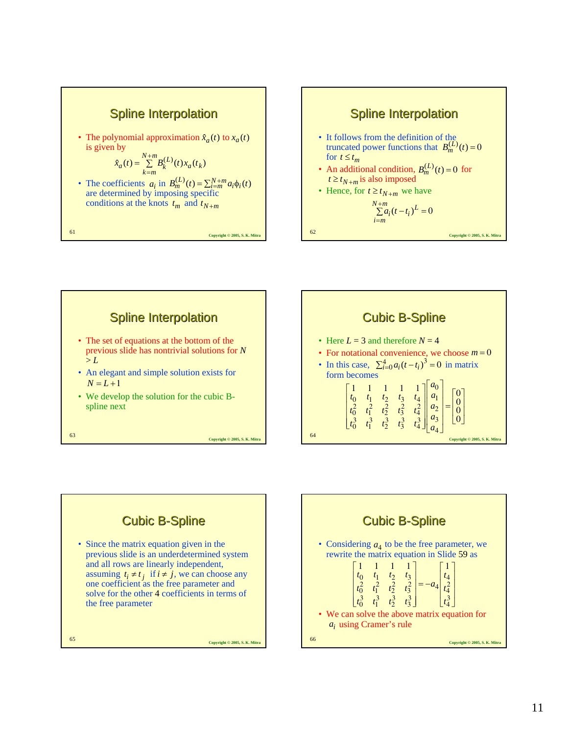## Spline Interpolation

- The polynomial approximation $\hat{x}_a(t)$ to $x_a(t)$ is given by

$$\hat{x}_a(t) = \sum_{k=m}^{N+m} B_k^{(L)}(t) x_a(t_k)$$

- The coefficients $a_i$ in $B_m^{(L)}(t) = \sum_{i=m}^{N+m} a_i \phi_i(t)$ are determined by imposing specific conditions at the knots $t_m$ and $t_{N+m}$

## Spline Interpolation

- It follows from the definition of the truncated power functions that $B_m^{(L)}(t) = 0$ for $t \leq t_m$
- An additional condition, $B_m^{(L)}(t) = 0$ for $t \geq t_{N+m}$ is also imposed
- Hence, for $t \geq t_{N+m}$ we have

$$\sum_{i=m}^{N+m} a_i (t - t_i)^L = 0$$

## Spline Interpolation

- The set of equations at the bottom of the previous slide has nontrivial solutions for $N > L$
- An elegant and simple solution exists for $N = L + 1$
- We develop the solution for the cubic B-spline next

## Cubic B-Spline

- Here $L = 3$ and therefore $N = 4$
- For notational convenience, we choose $m = 0$
- In this case, $\sum_{i=0}^{4} a_i (t - t_i)^3 = 0$ in matrix form becomes

$$\begin{bmatrix} 1 & 1 & 1 & 1 & 1 \\ t_0 & t_1 & t_2 & t_3 & t_4 \\ t_0^2 & t_1^2 & t_2^2 & t_3^2 & t_4^2 \\ t_0^3 & t_1^3 & t_2^3 & t_3^3 & t_4^3 \end{bmatrix} \begin{bmatrix} a_0 \\ a_1 \\ a_2 \\ a_3 \\ a_4 \end{bmatrix} = \begin{bmatrix} 0 \\ 0 \\ 0 \\ 0 \end{bmatrix}$$

## Cubic B-Spline

- Since the matrix equation given in the previous slide is an underdetermined system and all rows are linearly independent, assuming $t_i \neq t_j$ if $i \neq j$, we can choose any one coefficient as the free parameter and solve for the other 4 coefficients in terms of the free parameter

## Cubic B-Spline

- Considering $a_4$ to be the free parameter, we rewrite the matrix equation in Slide 59 as

$$\begin{bmatrix} 1 & 1 & 1 & 1 \\ t_0 & t_1 & t_2 & t_3 \\ t_0^2 & t_1^2 & t_2^2 & t_3^2 \\ t_0^3 & t_1^3 & t_2^3 & t_3^3 \end{bmatrix} = -a_4 \begin{bmatrix} 1 \\ t_4 \\ t_4^2 \\ t_4^3 \end{bmatrix}$$

- We can solve the above matrix equation for $a_i$ using Cramer's rule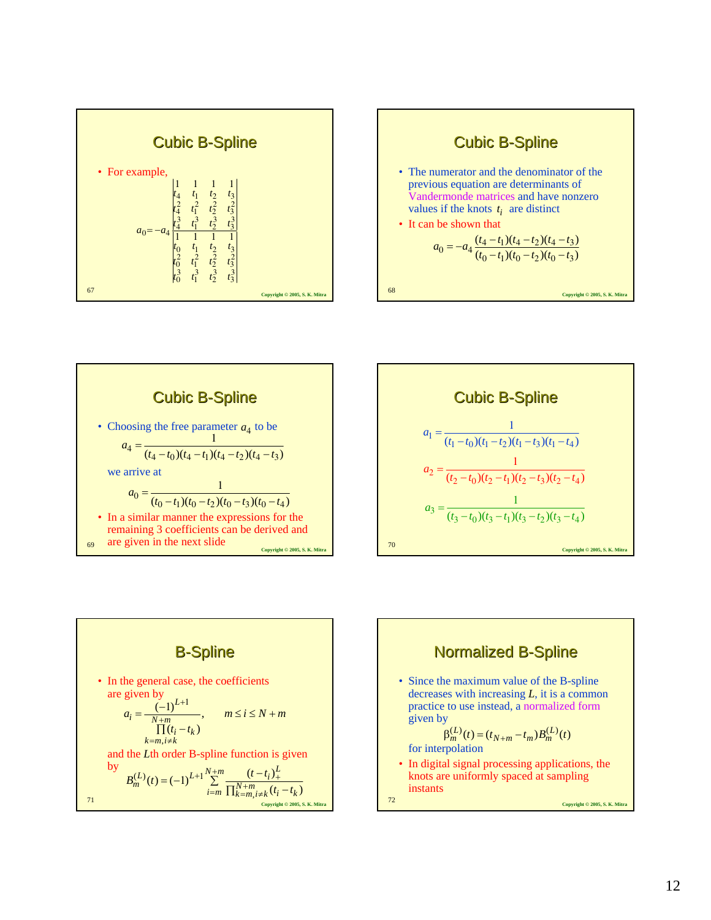## Cubic B-Spline

- For example,

$$a_0 = -a_4 \frac{\begin{vmatrix} 1 & 1 & 1 & 1 \\ t_4 & t_1 & t_2 & t_3 \\ t_4^2 & t_1^2 & t_2^2 & t_3^2 \\ t_4^3 & t_1^3 & t_2^3 & t_3^3 \end{vmatrix}}{\begin{vmatrix} 1 & 1 & 1 & 1 \\ t_0 & t_1 & t_2 & t_3 \\ t_0^2 & t_1^2 & t_2^2 & t_3^2 \\ t_0^3 & t_1^3 & t_2^3 & t_3^3 \end{vmatrix}}$$

## Cubic B-Spline

- The numerator and the denominator of the previous equation are determinants of Vandermonde matrices and have nonzero values if the knots $t_i$ are distinct
- It can be shown that

$$a_0 = -a_4 \frac{(t_4 - t_1)(t_4 - t_2)(t_4 - t_3)}{(t_0 - t_1)(t_0 - t_2)(t_0 - t_3)}$$

## Cubic B-Spline

- Choosing the free parameter $a_4$ to be

$$a_4 = \frac{1}{(t_4 - t_0)(t_4 - t_1)(t_4 - t_2)(t_4 - t_3)}$$

we arrive at

$$a_0 = \frac{1}{(t_0 - t_1)(t_0 - t_2)(t_0 - t_3)(t_0 - t_4)}$$

- In a similar manner the expressions for the remaining 3 coefficients can be derived and are given in the next slide

## Cubic B-Spline

$$a_1 = \frac{1}{(t_1 - t_0)(t_1 - t_2)(t_1 - t_3)(t_1 - t_4)}$$

$$a_2 = \frac{1}{(t_2 - t_0)(t_2 - t_1)(t_2 - t_3)(t_2 - t_4)}$$

$$a_3 = \frac{1}{(t_3 - t_0)(t_3 - t_1)(t_3 - t_2)(t_3 - t_4)}$$

## B-Spline

- In the general case, the coefficients are given by

$$a_i = \frac{(-1)^{L+1}}{\prod_{k=m, i \neq k}^{N+m} (t_i - t_k)}, \qquad m \le i \le N + m$$

and the $L$th order B-spline function is given by

$$B_m^{(L)}(t) = (-1)^{L+1} \sum_{i=m}^{N+m} \frac{(t - t_i)_+^L}{\prod_{k=m, i \neq k}^{N+m} (t_i - t_k)}$$

## Normalized B-Spline

- Since the maximum value of the B-spline decreases with increasing $L$, it is a common practice to use instead, a normalized form given by

$$\beta_m^{(L)}(t) = (t_{N+m} - t_m) B_m^{(L)}(t)$$

for interpolation

- In digital signal processing applications, the knots are uniformly spaced at sampling instants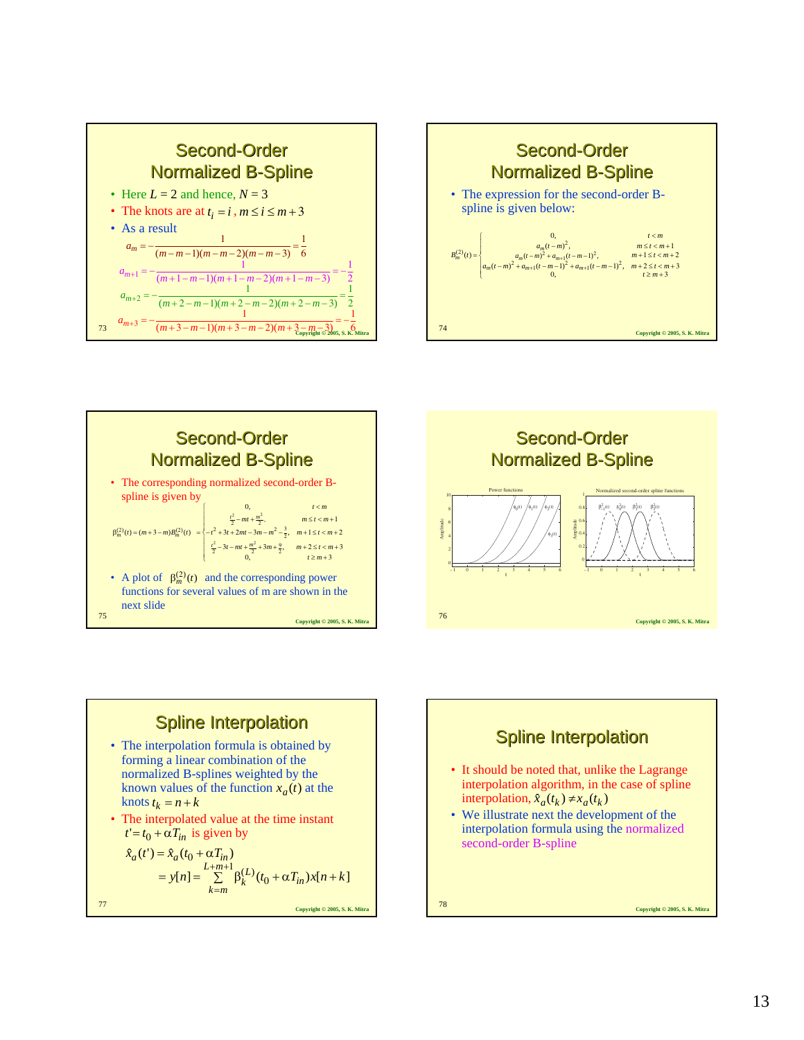## Second-Order Normalized B-Spline

- Here $L = 2$ and hence, $N = 3$
- The knots are at $t_i = i$, $m \le i \le m+3$
- As a result

$$a_m = -\frac{1}{(m-m-1)(m-m-2)(m-m-3)} = \frac{1}{6}$$

$$a_{m+1} = -\frac{1}{(m+1-m-1)(m+1-m-2)(m+1-m-3)} = -\frac{1}{2}$$

$$a_{m+2} = -\frac{1}{(m+2-m-1)(m+2-m-2)(m+2-m-3)} = \frac{1}{2}$$

$$a_{m+3} = -\frac{1}{(m+3-m-1)(m+3-m-2)(m+3-m-3)} = -\frac{1}{6}$$

## Second-Order Normalized B-Spline

- The expression for the second-order B-spline is given below:

$$B_m^{(2)}(t) = \begin{cases} 0, & t < m \\ a_m(t-m)^2, & m \le t < m+1 \\ a_m(t-m)^2 + a_{m+1}(t-m-1)^2, & m+1 \le t < m+2 \\ a_m(t-m)^2 + a_{m+1}(t-m-1)^2 + a_{m+1}(t-m-1)^2, & m+2 \le t < m+3 \\ 0, & t \ge m+3 \end{cases}$$

## Second-Order Normalized B-Spline

- The corresponding normalized second-order B-spline is given by

$$\beta_m^{(2)}(t) = (m+3-m)B_m^{(2)}(t) = \begin{cases} 0, & t < m \\ \frac{t^2}{2} - mt + \frac{m^2}{2}, & m \le t < m+1 \\ -t^2 + 3t + 2mt - 3m - m^2 - \frac{3}{2}, & m+1 \le t < m+2 \\ \frac{t^2}{2} - 3t - mt + \frac{m^2}{2} + 3m + \frac{9}{2}, & m+2 \le t < m+3 \\ 0, & t \ge m+3 \end{cases}$$

- A plot of $\beta_m^{(2)}(t)$ and the corresponding power functions for several values of m are shown in the next slide

## Second-Order Normalized B-Spline

Power functions | Normalized second-order spline functions

## Spline Interpolation

- The interpolation formula is obtained by forming a linear combination of the normalized B-splines weighted by the known values of the function $x_a(t)$ at the knots $t_k = n + k$
- The interpolated value at the time instant $t' = t_0 + \alpha T_{in}$ is given by

$$\hat{x}_a(t') = \hat{x}_a(t_0 + \alpha T_{in})$$
$$= y[n] = \sum_{k=m}^{L+m+1} \beta_k^{(L)}(t_0 + \alpha T_{in}) x[n+k]$$

## Spline Interpolation

- It should be noted that, unlike the Lagrange interpolation algorithm, in the case of spline interpolation, $\hat{x}_a(t_k) \ne x_a(t_k)$
- We illustrate next the development of the interpolation formula using the normalized second-order B-spline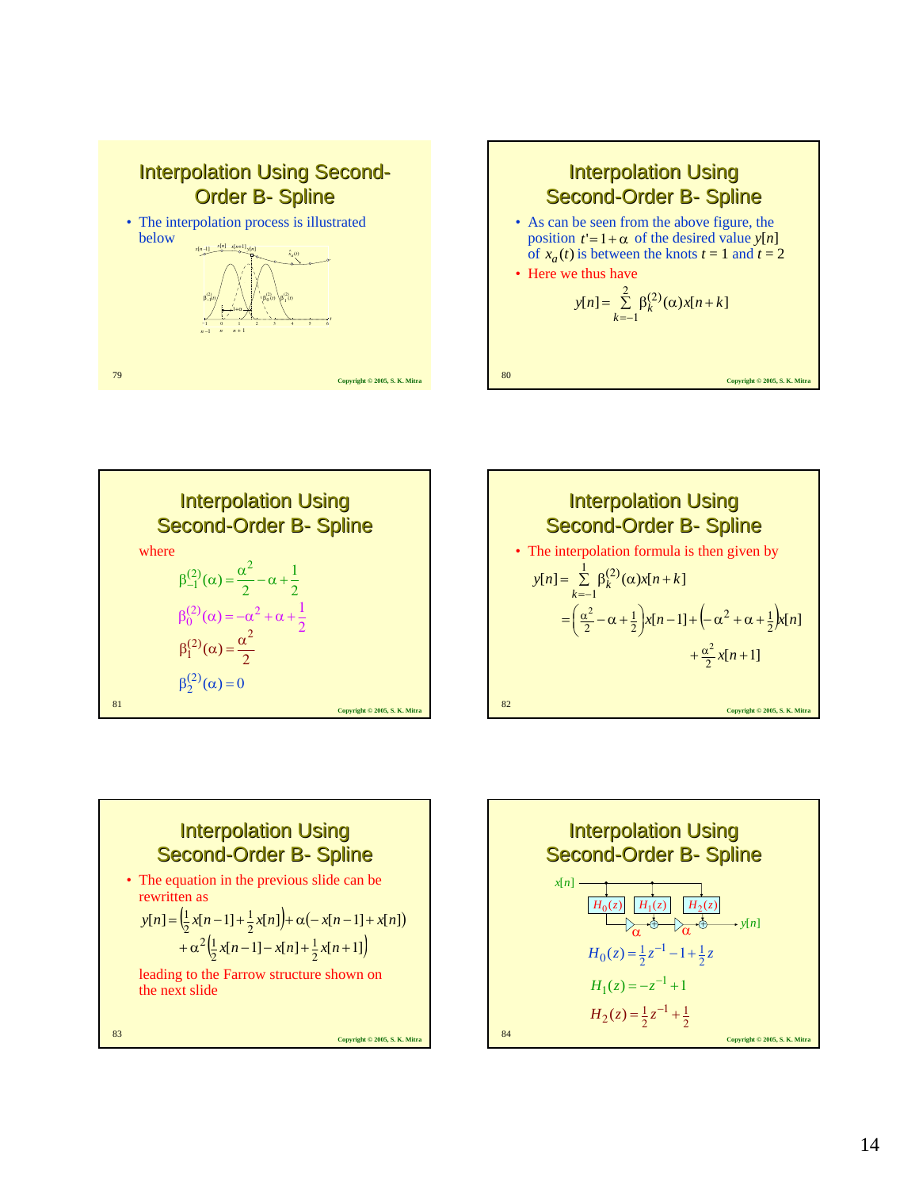## Interpolation Using Second-Order B- Spline

- The interpolation process is illustrated below

## Interpolation Using Second-Order B- Spline

- As can be seen from the above figure, the position $t' = 1+\alpha$ of the desired value $y[n]$ of $x_a(t)$ is between the knots $t = 1$ and $t = 2$
- Here we thus have

$$y[n] = \sum_{k=-1}^{2} \beta_k^{(2)}(\alpha)x[n+k]$$

## Interpolation Using Second-Order B- Spline

where

$$\beta_{-1}^{(2)}(\alpha) = \frac{\alpha^2}{2} - \alpha + \frac{1}{2}$$

$$\beta_0^{(2)}(\alpha) = -\alpha^2 + \alpha + \frac{1}{2}$$

$$\beta_1^{(2)}(\alpha) = \frac{\alpha^2}{2}$$

$$\beta_2^{(2)}(\alpha) = 0$$

## Interpolation Using Second-Order B- Spline

- The interpolation formula is then given by

$$y[n] = \sum_{k=-1}^{1} \beta_k^{(2)}(\alpha)x[n+k]$$

$$= \left(\tfrac{\alpha^2}{2} - \alpha + \tfrac{1}{2}\right)x[n-1] + \left(-\alpha^2 + \alpha + \tfrac{1}{2}\right)x[n] + \tfrac{\alpha^2}{2}x[n+1]$$

## Interpolation Using Second-Order B- Spline

- The equation in the previous slide can be rewritten as

$$y[n] = \left(\tfrac{1}{2}x[n-1] + \tfrac{1}{2}x[n]\right) + \alpha\left(-x[n-1] + x[n]\right) + \alpha^2\left(\tfrac{1}{2}x[n-1] - x[n] + \tfrac{1}{2}x[n+1]\right)$$

leading to the Farrow structure shown on the next slide

## Interpolation Using Second-Order B- Spline

$$H_0(z) = \tfrac{1}{2}z^{-1} - 1 + \tfrac{1}{2}z$$

$$H_1(z) = -z^{-1} + 1$$

$$H_2(z) = \tfrac{1}{2}z^{-1} + \tfrac{1}{2}$$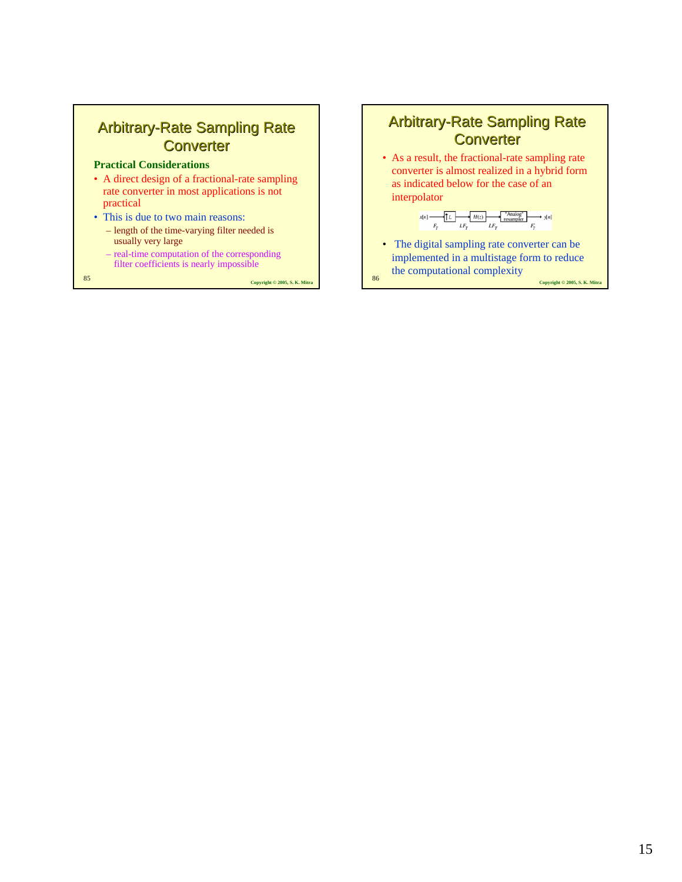## Arbitrary-Rate Sampling Rate Converter

**Practical Considerations**

- A direct design of a fractional-rate sampling rate converter in most applications is not practical
- This is due to two main reasons:
  - length of the time-varying filter needed is usually very large
  - real-time computation of the corresponding filter coefficients is nearly impossible

## Arbitrary-Rate Sampling Rate Converter

- As a result, the fractional-rate sampling rate converter is almost realized in a hybrid form as indicated below for the case of an interpolator

$x[n]$ → $\uparrow L$ → $H(z)$ → "Analog" resampler → $y[n]$

$F_T$ $LF_T$ $LF_T$ $F_T'$

- The digital sampling rate converter can be implemented in a multistage form to reduce the computational complexity